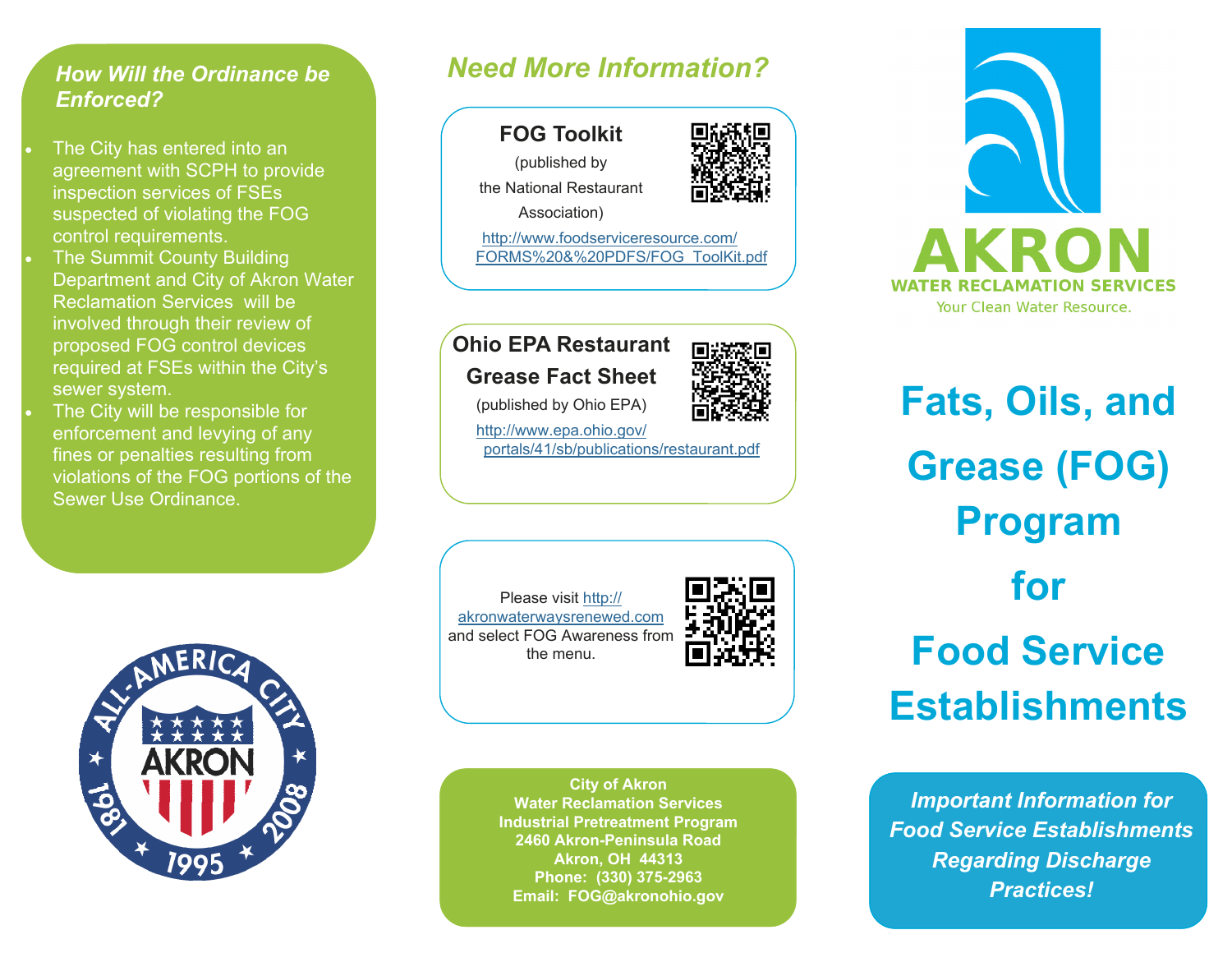### *How Will the Ordinance be Enforced?*

- The City has entered into an agreement with SCPH to provide inspection services of FSEs suspected of violating the FOG control requirements.
- The Summit County Building Department and City of Akron Water Reclamation Services will be involved through their review of proposed FOG control devices required at FSEs within the City's sewer system.
- The City will be responsible for enforcement and levying of any fines or penalties resulting from violations of the FOG portions of the Sewer Use Ordinance.

AKRON ALL-AMERICA CITY 1981 1995 2008

## *Need More Information?*

**FOG Toolkit**

(published by the National Restaurant Association)

http://www.foodserviceresource.com/FORMS%20&%20PDFS/FOG_ToolKit.pdf

**Ohio EPA Restaurant Grease Fact Sheet**

(published by Ohio EPA)

http://www.epa.ohio.gov/portals/41/sb/publications/restaurant.pdf

Please visit http://akronwaterwaysrenewed.com and select FOG Awareness from the menu.

**City of Akron**
**Water Reclamation Services**
**Industrial Pretreatment Program**
**2460 Akron-Peninsula Road**
**Akron, OH 44313**
**Phone: (330) 375-2963**
**Email: FOG@akronohio.gov**

AKRON
WATER RECLAMATION SERVICES
Your Clean Water Resource.

# Fats, Oils, and Grease (FOG) Program for Food Service Establishments

***Important Information for Food Service Establishments Regarding Discharge Practices!***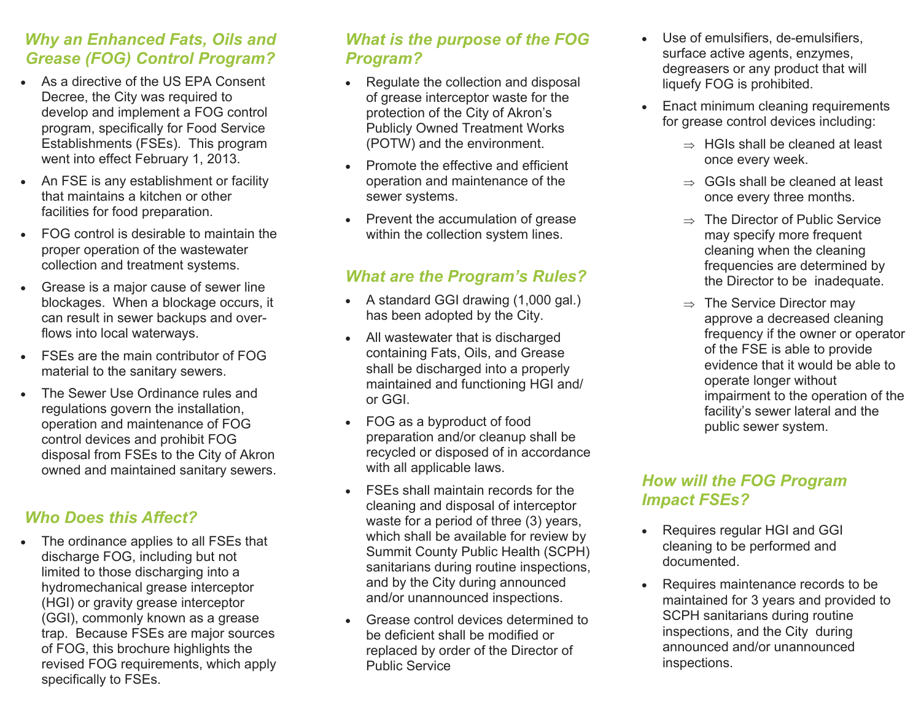## Why an Enhanced Fats, Oils and Grease (FOG) Control Program?

- As a directive of the US EPA Consent Decree, the City was required to develop and implement a FOG control program, specifically for Food Service Establishments (FSEs). This program went into effect February 1, 2013.
- An FSE is any establishment or facility that maintains a kitchen or other facilities for food preparation.
- FOG control is desirable to maintain the proper operation of the wastewater collection and treatment systems.
- Grease is a major cause of sewer line blockages. When a blockage occurs, it can result in sewer backups and overflows into local waterways.
- FSEs are the main contributor of FOG material to the sanitary sewers.
- The Sewer Use Ordinance rules and regulations govern the installation, operation and maintenance of FOG control devices and prohibit FOG disposal from FSEs to the City of Akron owned and maintained sanitary sewers.

## Who Does this Affect?

- The ordinance applies to all FSEs that discharge FOG, including but not limited to those discharging into a hydromechanical grease interceptor (HGI) or gravity grease interceptor (GGI), commonly known as a grease trap. Because FSEs are major sources of FOG, this brochure highlights the revised FOG requirements, which apply specifically to FSEs.

## What is the purpose of the FOG Program?

- Regulate the collection and disposal of grease interceptor waste for the protection of the City of Akron's Publicly Owned Treatment Works (POTW) and the environment.
- Promote the effective and efficient operation and maintenance of the sewer systems.
- Prevent the accumulation of grease within the collection system lines.

## What are the Program's Rules?

- A standard GGI drawing (1,000 gal.) has been adopted by the City.
- All wastewater that is discharged containing Fats, Oils, and Grease shall be discharged into a properly maintained and functioning HGI and/or GGI.
- FOG as a byproduct of food preparation and/or cleanup shall be recycled or disposed of in accordance with all applicable laws.
- FSEs shall maintain records for the cleaning and disposal of interceptor waste for a period of three (3) years, which shall be available for review by Summit County Public Health (SCPH) sanitarians during routine inspections, and by the City during announced and/or unannounced inspections.
- Grease control devices determined to be deficient shall be modified or replaced by order of the Director of Public Service
- Use of emulsifiers, de-emulsifiers, surface active agents, enzymes, degreasers or any product that will liquefy FOG is prohibited.
- Enact minimum cleaning requirements for grease control devices including:
  - ⇒ HGIs shall be cleaned at least once every week.
  - ⇒ GGIs shall be cleaned at least once every three months.
  - ⇒ The Director of Public Service may specify more frequent cleaning when the cleaning frequencies are determined by the Director to be inadequate.
  - ⇒ The Service Director may approve a decreased cleaning frequency if the owner or operator of the FSE is able to provide evidence that it would be able to operate longer without impairment to the operation of the facility's sewer lateral and the public sewer system.

## How will the FOG Program Impact FSEs?

- Requires regular HGI and GGI cleaning to be performed and documented.
- Requires maintenance records to be maintained for 3 years and provided to SCPH sanitarians during routine inspections, and the City during announced and/or unannounced inspections.